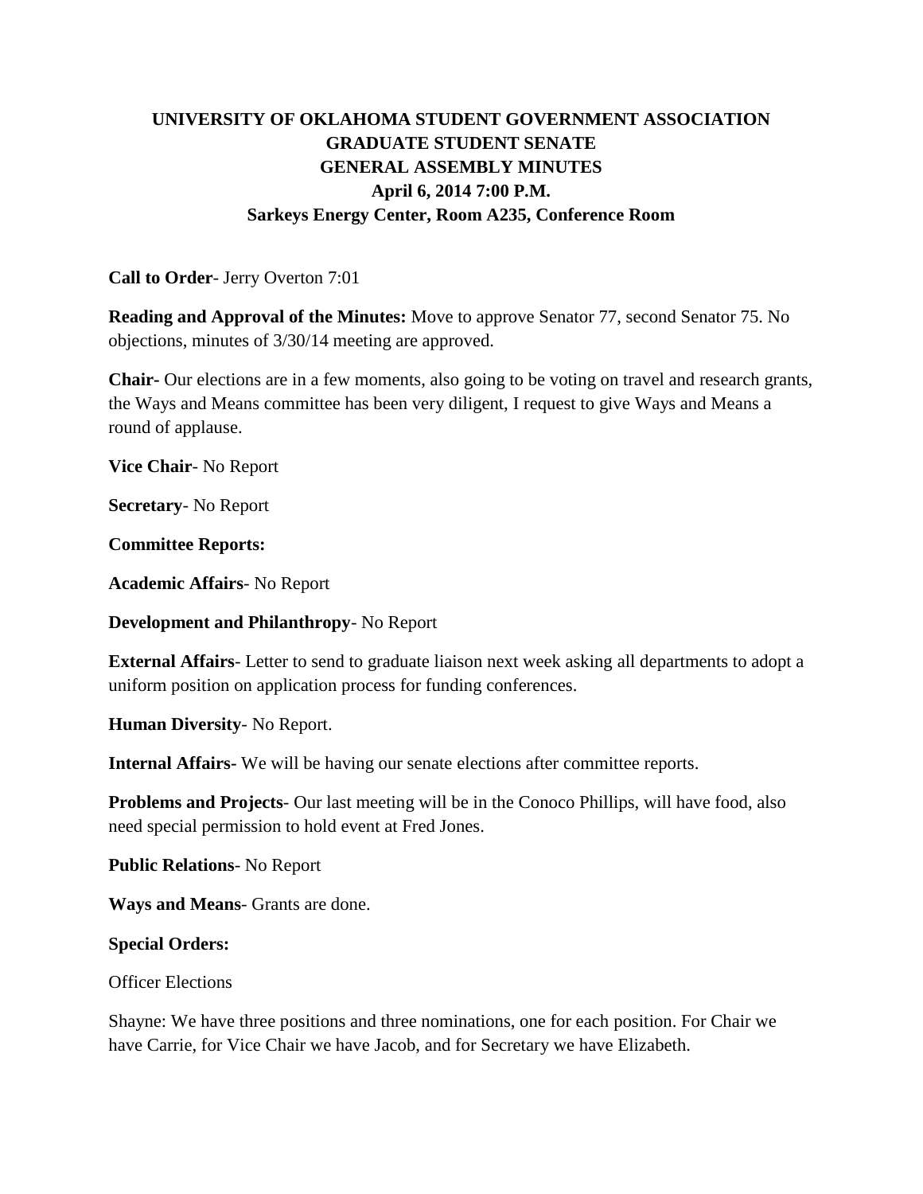# UNIVERSITY OF OKLAHOMA STUDENT GOVERNMENT ASSOCIATION
## GRADUATE STUDENT SENATE
## GENERAL ASSEMBLY MINUTES
### April 6, 2014 7:00 P.M.
### Sarkeys Energy Center, Room A235, Conference Room

**Call to Order**- Jerry Overton 7:01

**Reading and Approval of the Minutes:** Move to approve Senator 77, second Senator 75. No objections, minutes of 3/30/14 meeting are approved.

**Chair-** Our elections are in a few moments, also going to be voting on travel and research grants, the Ways and Means committee has been very diligent, I request to give Ways and Means a round of applause.

**Vice Chair**- No Report

**Secretary**- No Report

**Committee Reports:**

**Academic Affairs**- No Report

**Development and Philanthropy**- No Report

**External Affairs**- Letter to send to graduate liaison next week asking all departments to adopt a uniform position on application process for funding conferences.

**Human Diversity**- No Report.

**Internal Affairs-** We will be having our senate elections after committee reports.

**Problems and Projects**- Our last meeting will be in the Conoco Phillips, will have food, also need special permission to hold event at Fred Jones.

**Public Relations**- No Report

**Ways and Means**- Grants are done.

**Special Orders:**

Officer Elections

Shayne: We have three positions and three nominations, one for each position. For Chair we have Carrie, for Vice Chair we have Jacob, and for Secretary we have Elizabeth.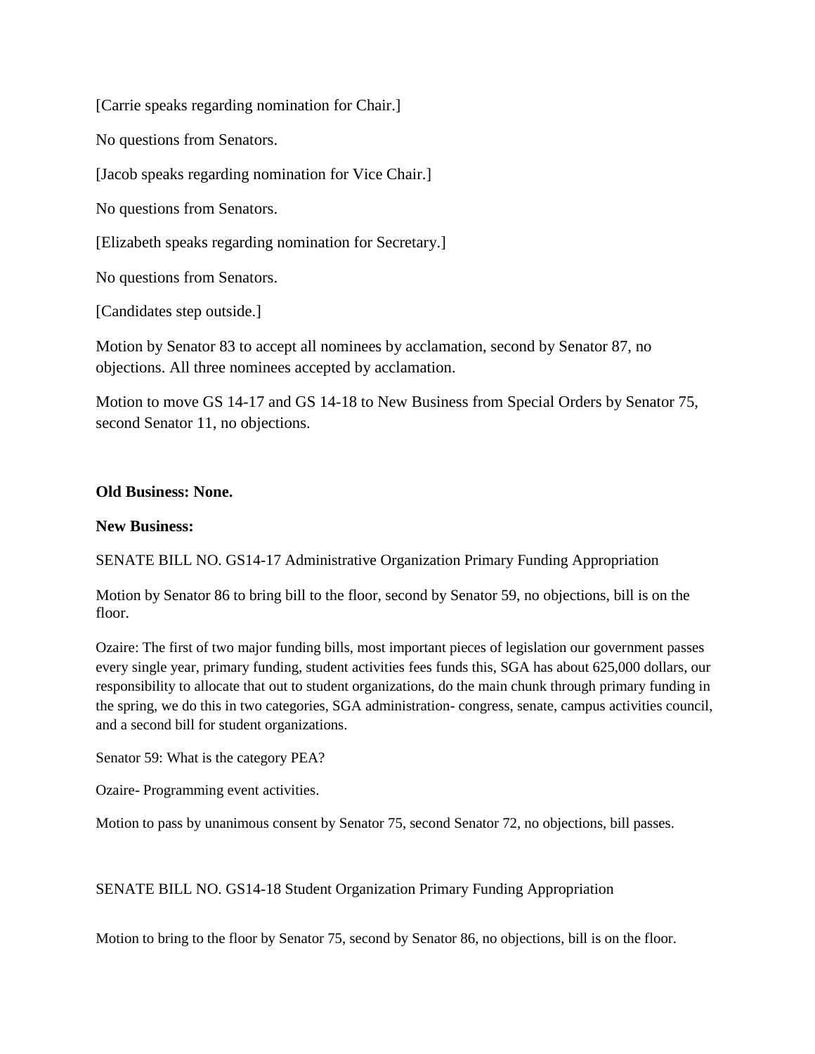[Carrie speaks regarding nomination for Chair.]

No questions from Senators.

[Jacob speaks regarding nomination for Vice Chair.]

No questions from Senators.

[Elizabeth speaks regarding nomination for Secretary.]

No questions from Senators.

[Candidates step outside.]

Motion by Senator 83 to accept all nominees by acclamation, second by Senator 87, no objections. All three nominees accepted by acclamation.

Motion to move GS 14-17 and GS 14-18 to New Business from Special Orders by Senator 75, second Senator 11, no objections.

**Old Business: None.**

**New Business:**

SENATE BILL NO. GS14-17 Administrative Organization Primary Funding Appropriation

Motion by Senator 86 to bring bill to the floor, second by Senator 59, no objections, bill is on the floor.

Ozaire: The first of two major funding bills, most important pieces of legislation our government passes every single year, primary funding, student activities fees funds this, SGA has about 625,000 dollars, our responsibility to allocate that out to student organizations, do the main chunk through primary funding in the spring, we do this in two categories, SGA administration- congress, senate, campus activities council, and a second bill for student organizations.

Senator 59: What is the category PEA?

Ozaire- Programming event activities.

Motion to pass by unanimous consent by Senator 75, second Senator 72, no objections, bill passes.

SENATE BILL NO. GS14-18 Student Organization Primary Funding Appropriation

Motion to bring to the floor by Senator 75, second by Senator 86, no objections, bill is on the floor.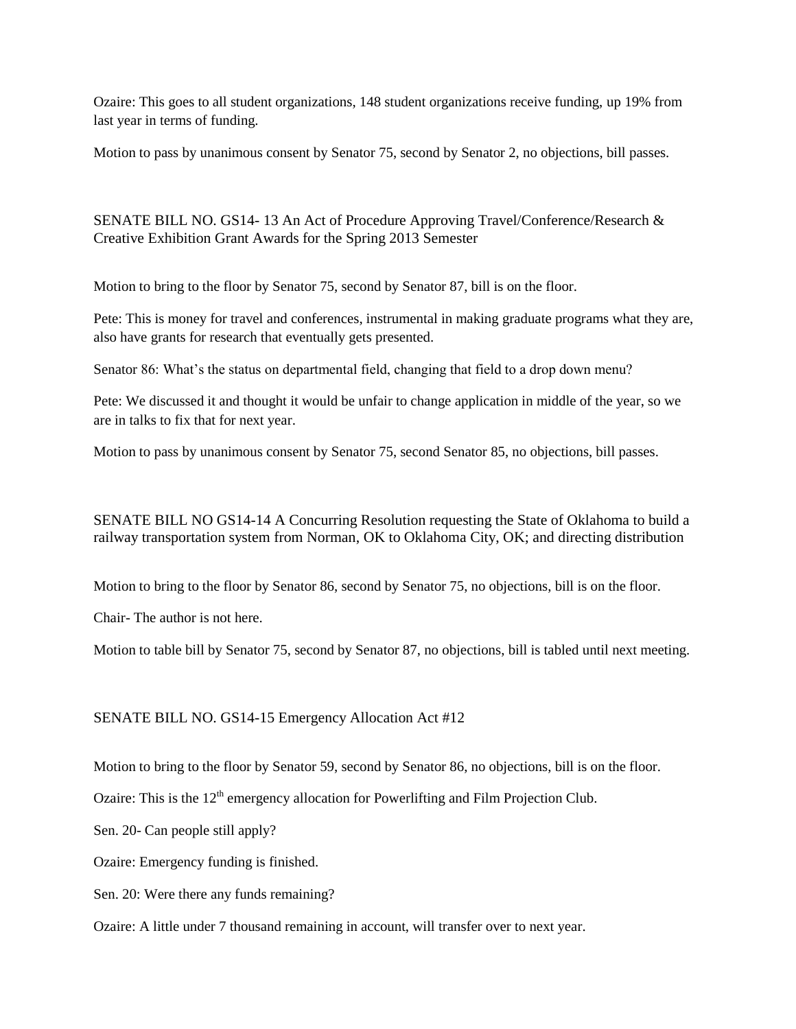Ozaire: This goes to all student organizations, 148 student organizations receive funding, up 19% from last year in terms of funding.

Motion to pass by unanimous consent by Senator 75, second by Senator 2, no objections, bill passes.

## SENATE BILL NO. GS14- 13 An Act of Procedure Approving Travel/Conference/Research & Creative Exhibition Grant Awards for the Spring 2013 Semester

Motion to bring to the floor by Senator 75, second by Senator 87, bill is on the floor.

Pete: This is money for travel and conferences, instrumental in making graduate programs what they are, also have grants for research that eventually gets presented.

Senator 86: What's the status on departmental field, changing that field to a drop down menu?

Pete: We discussed it and thought it would be unfair to change application in middle of the year, so we are in talks to fix that for next year.

Motion to pass by unanimous consent by Senator 75, second Senator 85, no objections, bill passes.

## SENATE BILL NO GS14-14 A Concurring Resolution requesting the State of Oklahoma to build a railway transportation system from Norman, OK to Oklahoma City, OK; and directing distribution

Motion to bring to the floor by Senator 86, second by Senator 75, no objections, bill is on the floor.

Chair- The author is not here.

Motion to table bill by Senator 75, second by Senator 87, no objections, bill is tabled until next meeting.

## SENATE BILL NO. GS14-15 Emergency Allocation Act #12

Motion to bring to the floor by Senator 59, second by Senator 86, no objections, bill is on the floor.

Ozaire: This is the 12th emergency allocation for Powerlifting and Film Projection Club.

Sen. 20- Can people still apply?

Ozaire: Emergency funding is finished.

Sen. 20: Were there any funds remaining?

Ozaire: A little under 7 thousand remaining in account, will transfer over to next year.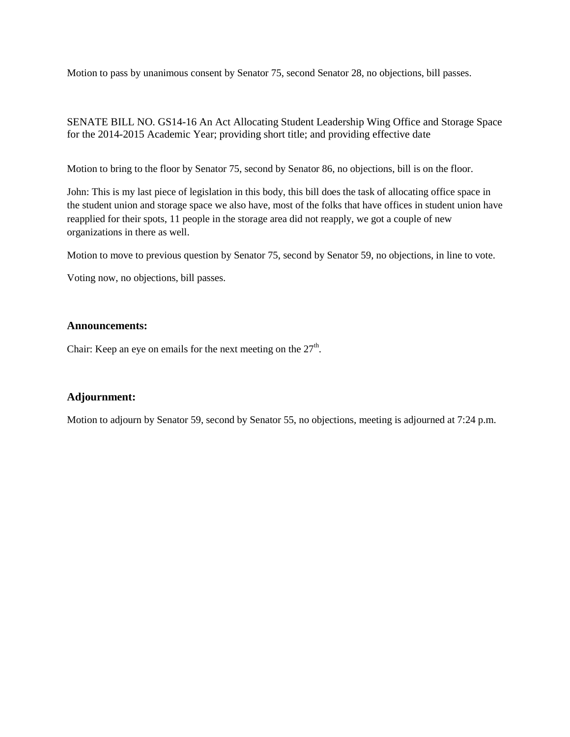Motion to pass by unanimous consent by Senator 75, second Senator 28, no objections, bill passes.

SENATE BILL NO. GS14-16 An Act Allocating Student Leadership Wing Office and Storage Space for the 2014-2015 Academic Year; providing short title; and providing effective date

Motion to bring to the floor by Senator 75, second by Senator 86, no objections, bill is on the floor.

John: This is my last piece of legislation in this body, this bill does the task of allocating office space in the student union and storage space we also have, most of the folks that have offices in student union have reapplied for their spots, 11 people in the storage area did not reapply, we got a couple of new organizations in there as well.

Motion to move to previous question by Senator 75, second by Senator 59, no objections, in line to vote.

Voting now, no objections, bill passes.

### Announcements:

Chair: Keep an eye on emails for the next meeting on the 27th.

### Adjournment:

Motion to adjourn by Senator 59, second by Senator 55, no objections, meeting is adjourned at 7:24 p.m.